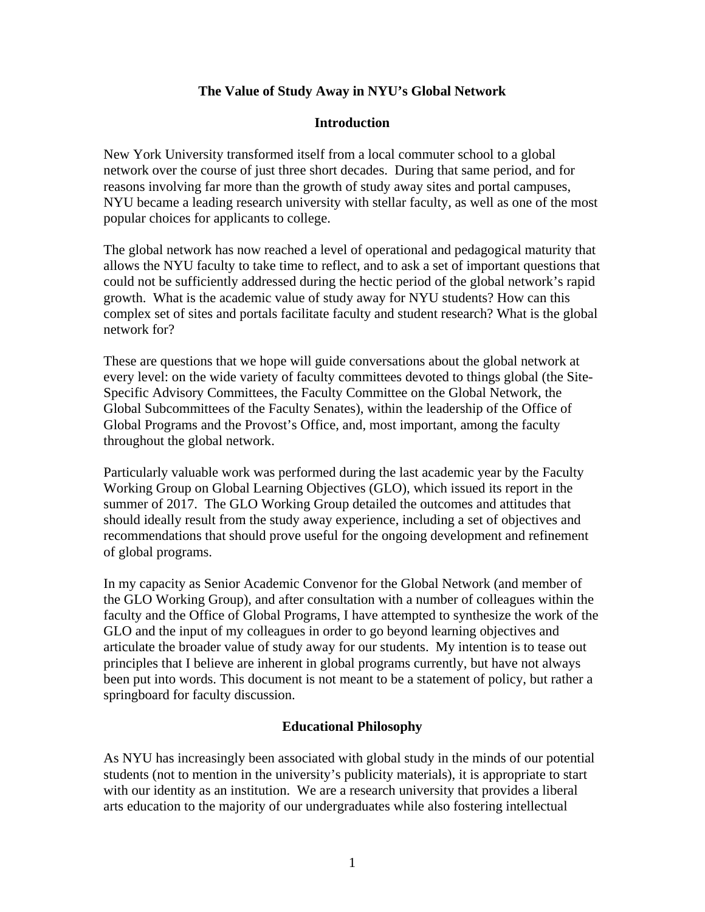# The Value of Study Away in NYU's Global Network

## Introduction

New York University transformed itself from a local commuter school to a global network over the course of just three short decades. During that same period, and for reasons involving far more than the growth of study away sites and portal campuses, NYU became a leading research university with stellar faculty, as well as one of the most popular choices for applicants to college.

The global network has now reached a level of operational and pedagogical maturity that allows the NYU faculty to take time to reflect, and to ask a set of important questions that could not be sufficiently addressed during the hectic period of the global network's rapid growth. What is the academic value of study away for NYU students? How can this complex set of sites and portals facilitate faculty and student research? What is the global network for?

These are questions that we hope will guide conversations about the global network at every level: on the wide variety of faculty committees devoted to things global (the Site-Specific Advisory Committees, the Faculty Committee on the Global Network, the Global Subcommittees of the Faculty Senates), within the leadership of the Office of Global Programs and the Provost's Office, and, most important, among the faculty throughout the global network.

Particularly valuable work was performed during the last academic year by the Faculty Working Group on Global Learning Objectives (GLO), which issued its report in the summer of 2017. The GLO Working Group detailed the outcomes and attitudes that should ideally result from the study away experience, including a set of objectives and recommendations that should prove useful for the ongoing development and refinement of global programs.

In my capacity as Senior Academic Convenor for the Global Network (and member of the GLO Working Group), and after consultation with a number of colleagues within the faculty and the Office of Global Programs, I have attempted to synthesize the work of the GLO and the input of my colleagues in order to go beyond learning objectives and articulate the broader value of study away for our students. My intention is to tease out principles that I believe are inherent in global programs currently, but have not always been put into words. This document is not meant to be a statement of policy, but rather a springboard for faculty discussion.

## Educational Philosophy

As NYU has increasingly been associated with global study in the minds of our potential students (not to mention in the university's publicity materials), it is appropriate to start with our identity as an institution. We are a research university that provides a liberal arts education to the majority of our undergraduates while also fostering intellectual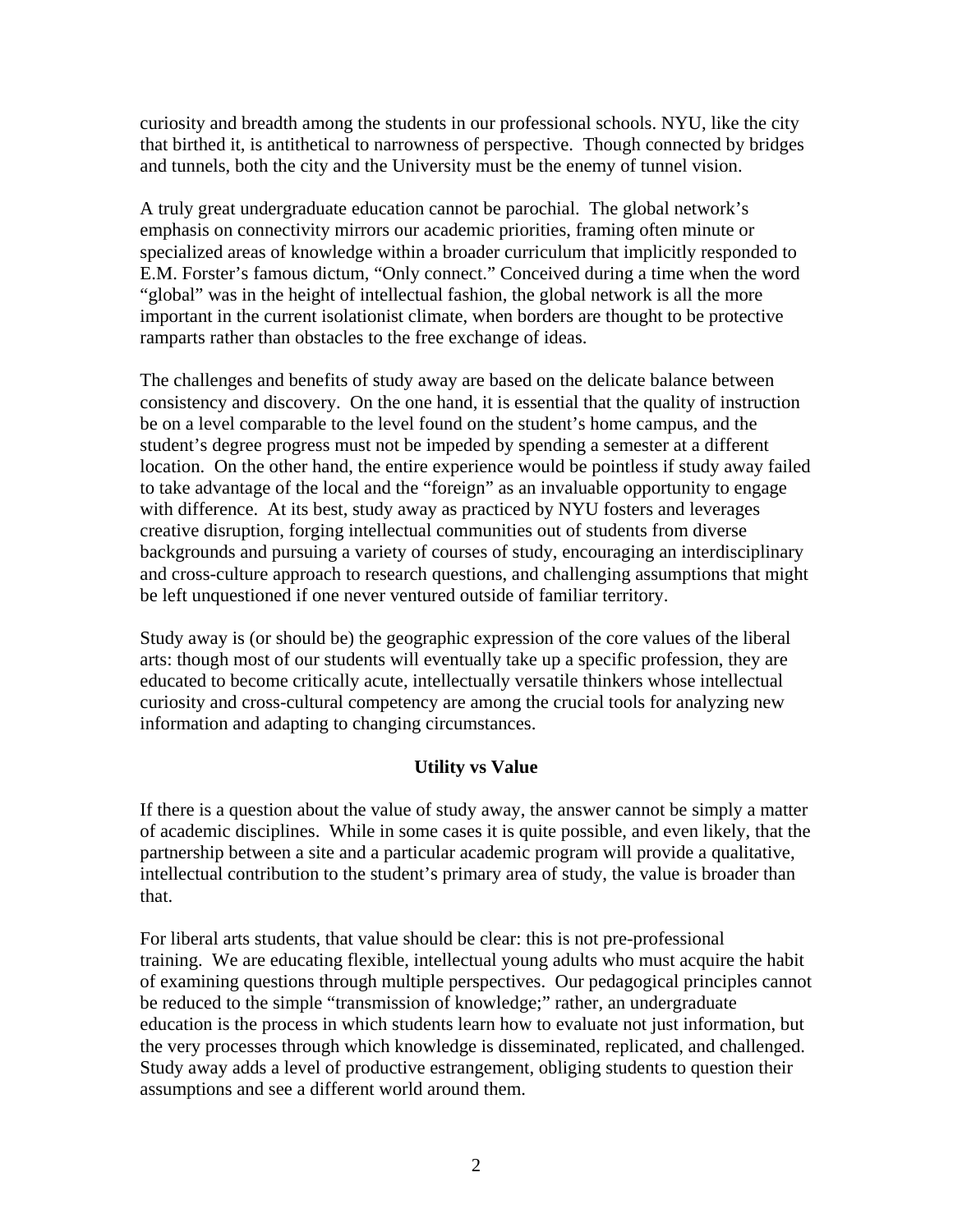curiosity and breadth among the students in our professional schools. NYU, like the city that birthed it, is antithetical to narrowness of perspective. Though connected by bridges and tunnels, both the city and the University must be the enemy of tunnel vision.

A truly great undergraduate education cannot be parochial. The global network's emphasis on connectivity mirrors our academic priorities, framing often minute or specialized areas of knowledge within a broader curriculum that implicitly responded to E.M. Forster's famous dictum, "Only connect." Conceived during a time when the word "global" was in the height of intellectual fashion, the global network is all the more important in the current isolationist climate, when borders are thought to be protective ramparts rather than obstacles to the free exchange of ideas.

The challenges and benefits of study away are based on the delicate balance between consistency and discovery. On the one hand, it is essential that the quality of instruction be on a level comparable to the level found on the student's home campus, and the student's degree progress must not be impeded by spending a semester at a different location. On the other hand, the entire experience would be pointless if study away failed to take advantage of the local and the "foreign" as an invaluable opportunity to engage with difference. At its best, study away as practiced by NYU fosters and leverages creative disruption, forging intellectual communities out of students from diverse backgrounds and pursuing a variety of courses of study, encouraging an interdisciplinary and cross-culture approach to research questions, and challenging assumptions that might be left unquestioned if one never ventured outside of familiar territory.

Study away is (or should be) the geographic expression of the core values of the liberal arts: though most of our students will eventually take up a specific profession, they are educated to become critically acute, intellectually versatile thinkers whose intellectual curiosity and cross-cultural competency are among the crucial tools for analyzing new information and adapting to changing circumstances.

**Utility vs Value**

If there is a question about the value of study away, the answer cannot be simply a matter of academic disciplines. While in some cases it is quite possible, and even likely, that the partnership between a site and a particular academic program will provide a qualitative, intellectual contribution to the student's primary area of study, the value is broader than that.

For liberal arts students, that value should be clear: this is not pre-professional training. We are educating flexible, intellectual young adults who must acquire the habit of examining questions through multiple perspectives. Our pedagogical principles cannot be reduced to the simple "transmission of knowledge;" rather, an undergraduate education is the process in which students learn how to evaluate not just information, but the very processes through which knowledge is disseminated, replicated, and challenged. Study away adds a level of productive estrangement, obliging students to question their assumptions and see a different world around them.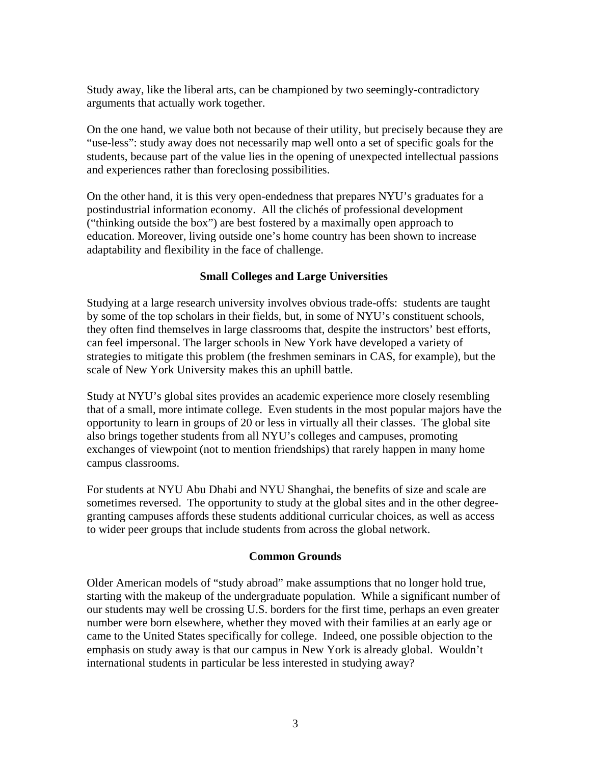Study away, like the liberal arts, can be championed by two seemingly-contradictory arguments that actually work together.

On the one hand, we value both not because of their utility, but precisely because they are "use-less": study away does not necessarily map well onto a set of specific goals for the students, because part of the value lies in the opening of unexpected intellectual passions and experiences rather than foreclosing possibilities.

On the other hand, it is this very open-endedness that prepares NYU's graduates for a postindustrial information economy. All the clichés of professional development ("thinking outside the box") are best fostered by a maximally open approach to education. Moreover, living outside one's home country has been shown to increase adaptability and flexibility in the face of challenge.

## Small Colleges and Large Universities

Studying at a large research university involves obvious trade-offs: students are taught by some of the top scholars in their fields, but, in some of NYU's constituent schools, they often find themselves in large classrooms that, despite the instructors' best efforts, can feel impersonal. The larger schools in New York have developed a variety of strategies to mitigate this problem (the freshmen seminars in CAS, for example), but the scale of New York University makes this an uphill battle.

Study at NYU's global sites provides an academic experience more closely resembling that of a small, more intimate college. Even students in the most popular majors have the opportunity to learn in groups of 20 or less in virtually all their classes. The global site also brings together students from all NYU's colleges and campuses, promoting exchanges of viewpoint (not to mention friendships) that rarely happen in many home campus classrooms.

For students at NYU Abu Dhabi and NYU Shanghai, the benefits of size and scale are sometimes reversed. The opportunity to study at the global sites and in the other degree-granting campuses affords these students additional curricular choices, as well as access to wider peer groups that include students from across the global network.

## Common Grounds

Older American models of "study abroad" make assumptions that no longer hold true, starting with the makeup of the undergraduate population. While a significant number of our students may well be crossing U.S. borders for the first time, perhaps an even greater number were born elsewhere, whether they moved with their families at an early age or came to the United States specifically for college. Indeed, one possible objection to the emphasis on study away is that our campus in New York is already global. Wouldn't international students in particular be less interested in studying away?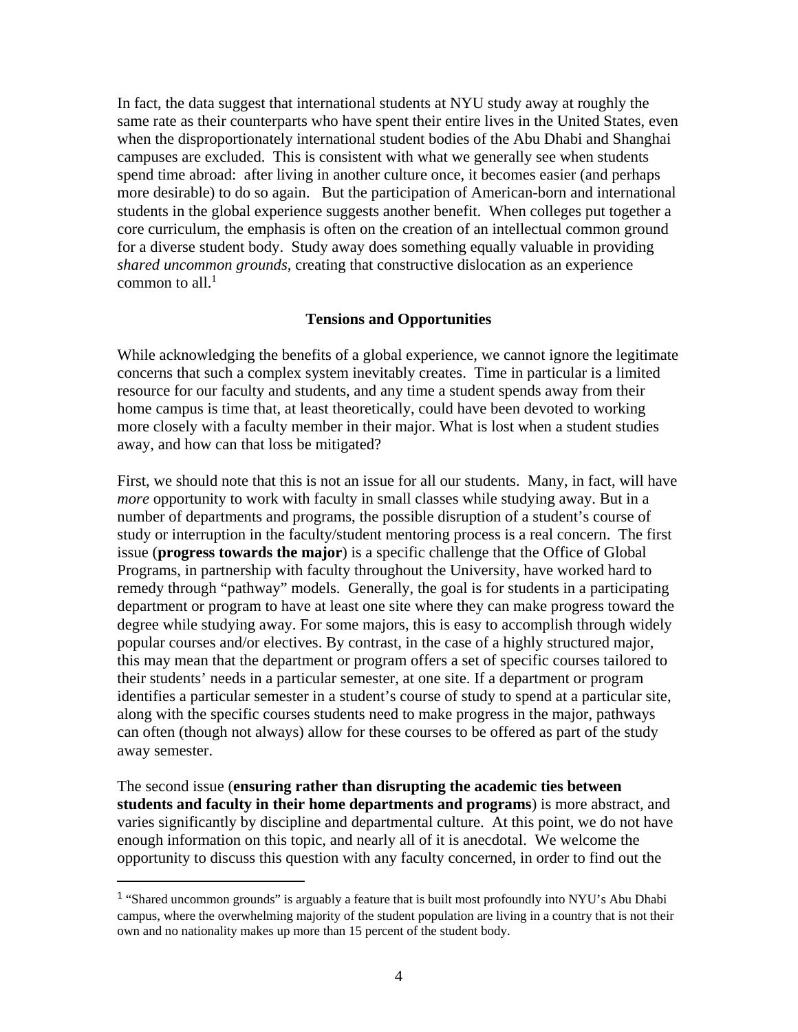In fact, the data suggest that international students at NYU study away at roughly the same rate as their counterparts who have spent their entire lives in the United States, even when the disproportionately international student bodies of the Abu Dhabi and Shanghai campuses are excluded. This is consistent with what we generally see when students spend time abroad: after living in another culture once, it becomes easier (and perhaps more desirable) to do so again. But the participation of American-born and international students in the global experience suggests another benefit. When colleges put together a core curriculum, the emphasis is often on the creation of an intellectual common ground for a diverse student body. Study away does something equally valuable in providing *shared uncommon grounds*, creating that constructive dislocation as an experience common to all.[1]

### Tensions and Opportunities

While acknowledging the benefits of a global experience, we cannot ignore the legitimate concerns that such a complex system inevitably creates. Time in particular is a limited resource for our faculty and students, and any time a student spends away from their home campus is time that, at least theoretically, could have been devoted to working more closely with a faculty member in their major. What is lost when a student studies away, and how can that loss be mitigated?

First, we should note that this is not an issue for all our students. Many, in fact, will have *more* opportunity to work with faculty in small classes while studying away. But in a number of departments and programs, the possible disruption of a student's course of study or interruption in the faculty/student mentoring process is a real concern. The first issue (**progress towards the major**) is a specific challenge that the Office of Global Programs, in partnership with faculty throughout the University, have worked hard to remedy through "pathway" models. Generally, the goal is for students in a participating department or program to have at least one site where they can make progress toward the degree while studying away. For some majors, this is easy to accomplish through widely popular courses and/or electives. By contrast, in the case of a highly structured major, this may mean that the department or program offers a set of specific courses tailored to their students' needs in a particular semester, at one site. If a department or program identifies a particular semester in a student's course of study to spend at a particular site, along with the specific courses students need to make progress in the major, pathways can often (though not always) allow for these courses to be offered as part of the study away semester.

The second issue (**ensuring rather than disrupting the academic ties between students and faculty in their home departments and programs**) is more abstract, and varies significantly by discipline and departmental culture. At this point, we do not have enough information on this topic, and nearly all of it is anecdotal. We welcome the opportunity to discuss this question with any faculty concerned, in order to find out the

---

[1] "Shared uncommon grounds" is arguably a feature that is built most profoundly into NYU's Abu Dhabi campus, where the overwhelming majority of the student population are living in a country that is not their own and no nationality makes up more than 15 percent of the student body.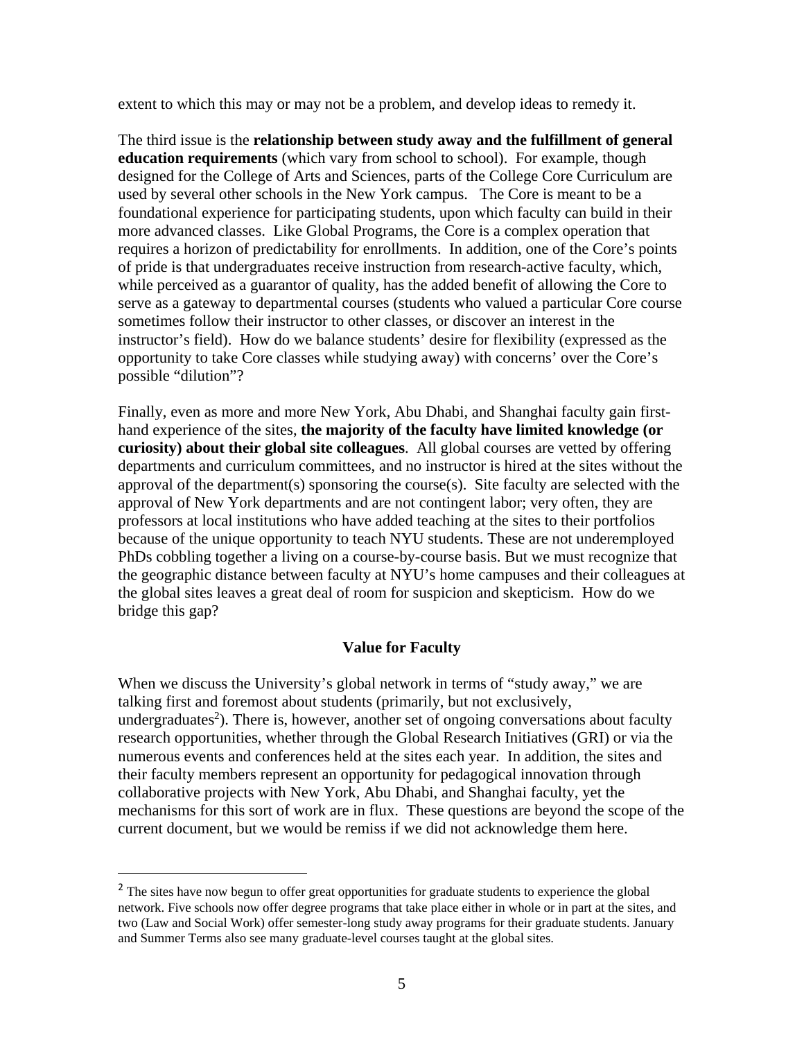extent to which this may or may not be a problem, and develop ideas to remedy it.

The third issue is the **relationship between study away and the fulfillment of general education requirements** (which vary from school to school). For example, though designed for the College of Arts and Sciences, parts of the College Core Curriculum are used by several other schools in the New York campus. The Core is meant to be a foundational experience for participating students, upon which faculty can build in their more advanced classes. Like Global Programs, the Core is a complex operation that requires a horizon of predictability for enrollments. In addition, one of the Core's points of pride is that undergraduates receive instruction from research-active faculty, which, while perceived as a guarantor of quality, has the added benefit of allowing the Core to serve as a gateway to departmental courses (students who valued a particular Core course sometimes follow their instructor to other classes, or discover an interest in the instructor's field). How do we balance students' desire for flexibility (expressed as the opportunity to take Core classes while studying away) with concerns' over the Core's possible "dilution"?

Finally, even as more and more New York, Abu Dhabi, and Shanghai faculty gain first-hand experience of the sites, **the majority of the faculty have limited knowledge (or curiosity) about their global site colleagues**. All global courses are vetted by offering departments and curriculum committees, and no instructor is hired at the sites without the approval of the department(s) sponsoring the course(s). Site faculty are selected with the approval of New York departments and are not contingent labor; very often, they are professors at local institutions who have added teaching at the sites to their portfolios because of the unique opportunity to teach NYU students. These are not underemployed PhDs cobbling together a living on a course-by-course basis. But we must recognize that the geographic distance between faculty at NYU's home campuses and their colleagues at the global sites leaves a great deal of room for suspicion and skepticism. How do we bridge this gap?

## Value for Faculty

When we discuss the University's global network in terms of "study away," we are talking first and foremost about students (primarily, but not exclusively, undergraduates[2]). There is, however, another set of ongoing conversations about faculty research opportunities, whether through the Global Research Initiatives (GRI) or via the numerous events and conferences held at the sites each year. In addition, the sites and their faculty members represent an opportunity for pedagogical innovation through collaborative projects with New York, Abu Dhabi, and Shanghai faculty, yet the mechanisms for this sort of work are in flux. These questions are beyond the scope of the current document, but we would be remiss if we did not acknowledge them here.

---

[2] The sites have now begun to offer great opportunities for graduate students to experience the global network. Five schools now offer degree programs that take place either in whole or in part at the sites, and two (Law and Social Work) offer semester-long study away programs for their graduate students. January and Summer Terms also see many graduate-level courses taught at the global sites.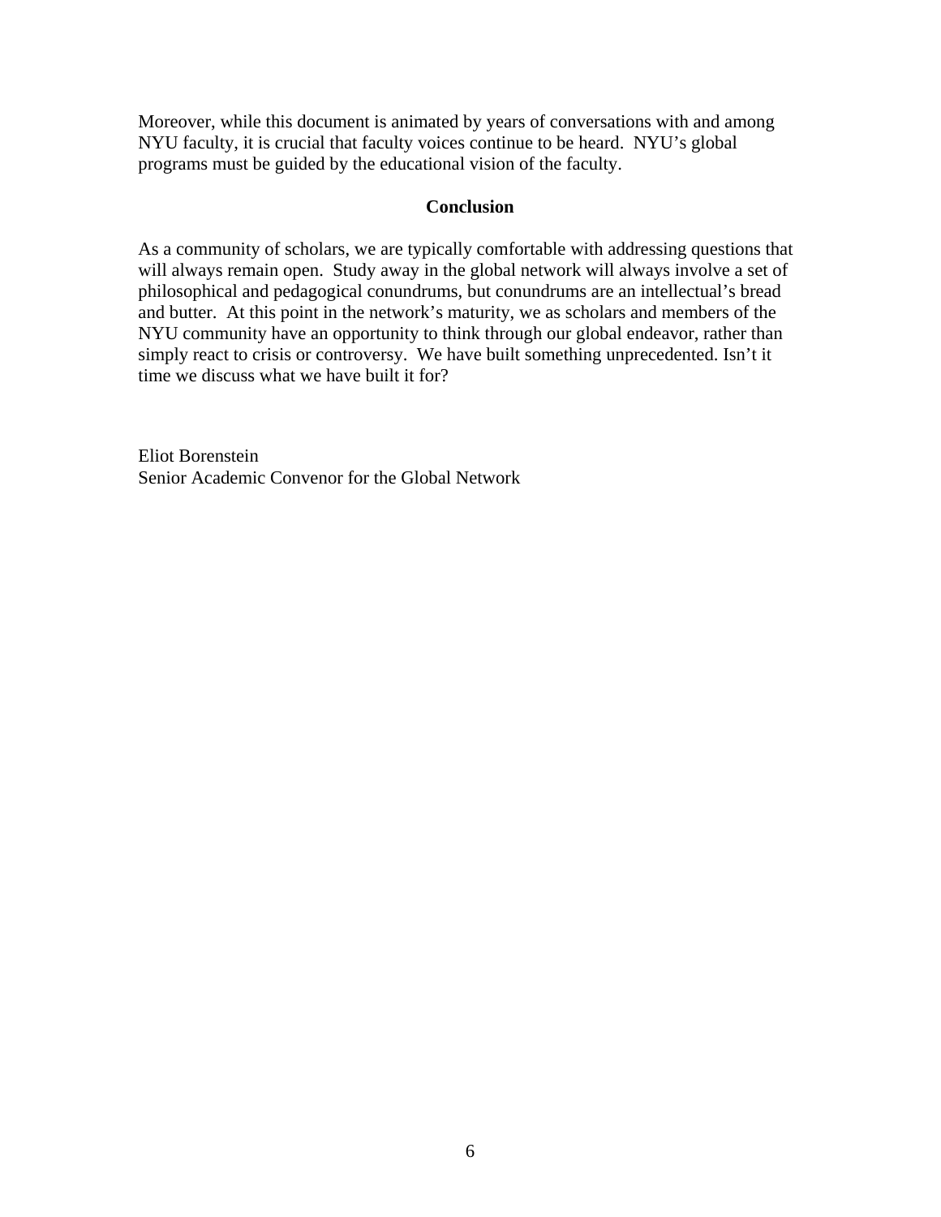Moreover, while this document is animated by years of conversations with and among NYU faculty, it is crucial that faculty voices continue to be heard. NYU's global programs must be guided by the educational vision of the faculty.

## Conclusion

As a community of scholars, we are typically comfortable with addressing questions that will always remain open. Study away in the global network will always involve a set of philosophical and pedagogical conundrums, but conundrums are an intellectual's bread and butter. At this point in the network's maturity, we as scholars and members of the NYU community have an opportunity to think through our global endeavor, rather than simply react to crisis or controversy. We have built something unprecedented. Isn't it time we discuss what we have built it for?

Eliot Borenstein
Senior Academic Convenor for the Global Network